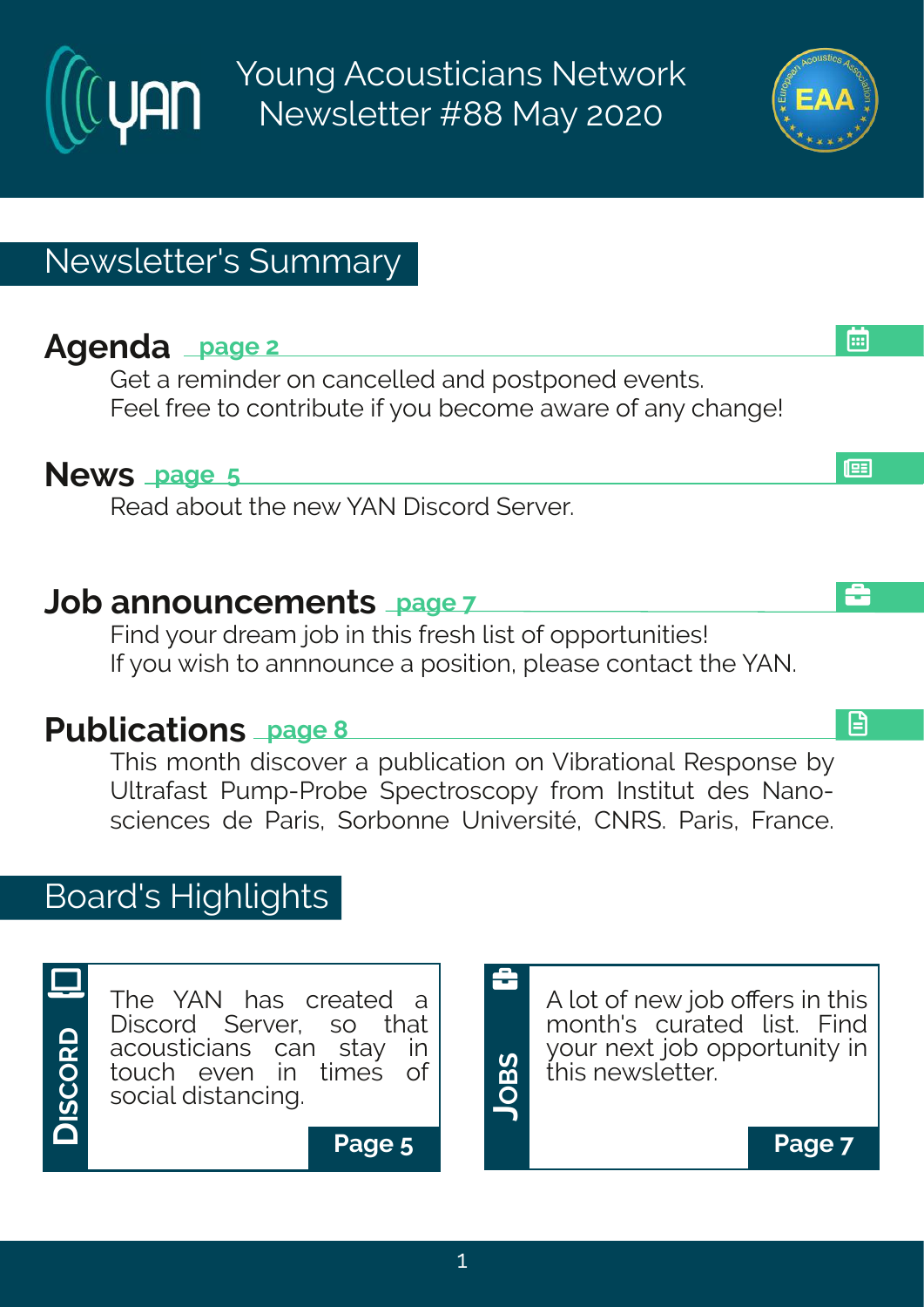# Young Acousticians Network Newsletter #88 May 2020

## Newsletter's Summary

### Agenda page 2

Get a reminder on cancelled and postponed events.
Feel free to contribute if you become aware of any change!

### News page 5

Read about the new YAN Discord Server.

### Job announcements page 7

Find your dream job in this fresh list of opportunities!
If you wish to annnounce a position, please contact the YAN.

### Publications page 8

This month discover a publication on Vibrational Response by Ultrafast Pump-Probe Spectroscopy from Institut des Nano-sciences de Paris, Sorbonne Université, CNRS. Paris, France.

## Board's Highlights

**Discord**

The YAN has created a Discord Server, so that acousticians can stay in touch even in times of social distancing.

**Page 5**

**Jobs**

A lot of new job offers in this month's curated list. Find your next job opportunity in this newsletter.

**Page 7**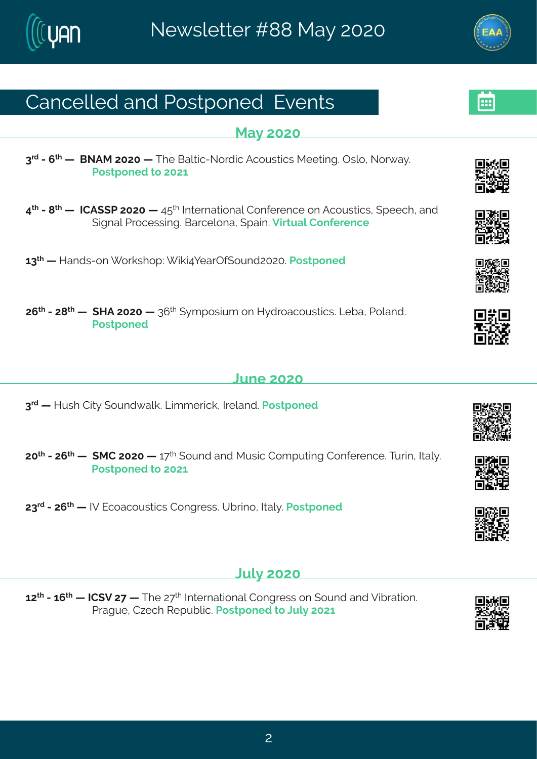# Cancelled and Postponed Events

## May 2020

**3rd - 6th — BNAM 2020 —** The Baltic-Nordic Acoustics Meeting. Oslo, Norway. **Postponed to 2021**

**4th - 8th — ICASSP 2020 —** 45th International Conference on Acoustics, Speech, and Signal Processing. Barcelona, Spain. **Virtual Conference**

**13th —** Hands-on Workshop: Wiki4YearOfSound2020. **Postponed**

**26th - 28th — SHA 2020 —** 36th Symposium on Hydroacoustics. Leba, Poland. **Postponed**

## June 2020

**3rd —** Hush City Soundwalk. Limmerick, Ireland. **Postponed**

**20th - 26th — SMC 2020 —** 17th Sound and Music Computing Conference. Turin, Italy. **Postponed to 2021**

**23rd - 26th —** IV Ecoacoustics Congress. Ubrino, Italy. **Postponed**

## July 2020

**12th - 16th — ICSV 27 —** The 27th International Congress on Sound and Vibration. Prague, Czech Republic. **Postponed to July 2021**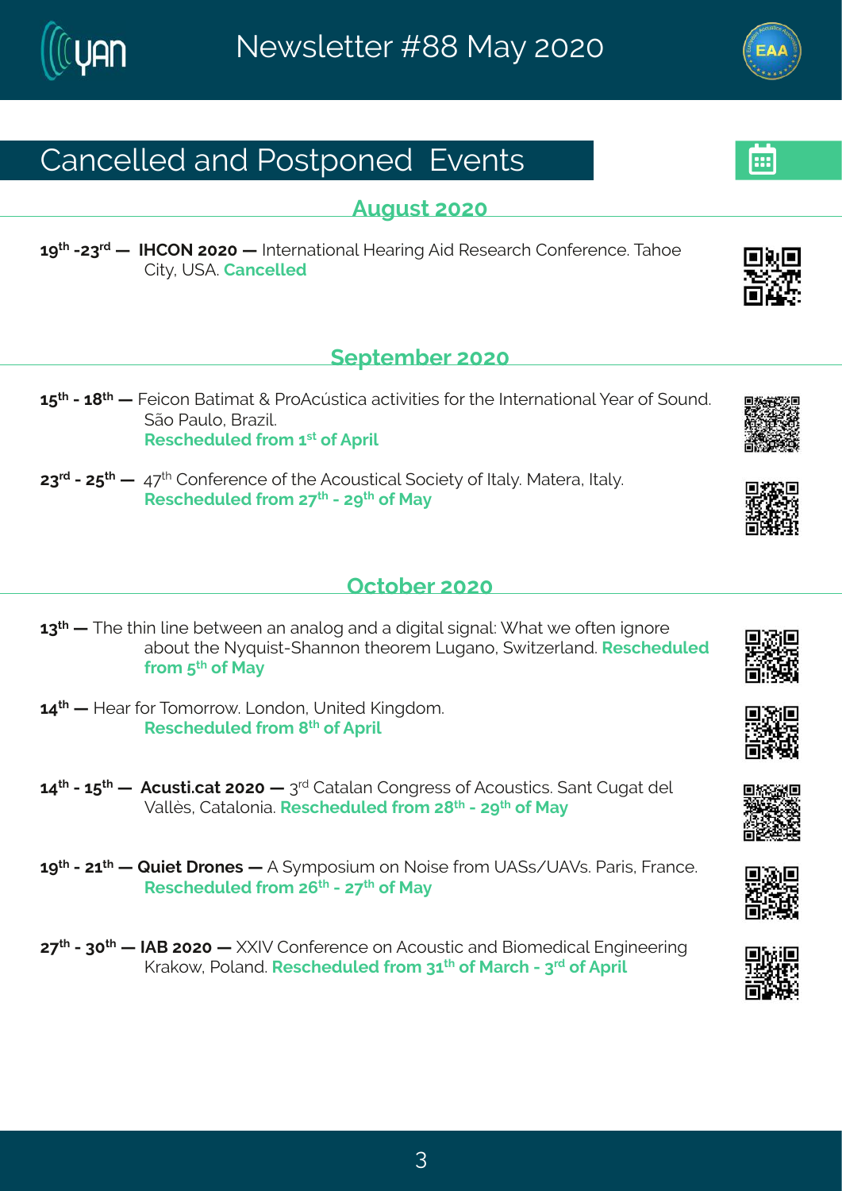# Cancelled and Postponed Events

## August 2020

**19th -23rd — IHCON 2020 —** International Hearing Aid Research Conference. Tahoe City, USA. **Cancelled**

## September 2020

**15th - 18th —** Feicon Batimat & ProAcústica activities for the International Year of Sound. São Paulo, Brazil.
**Rescheduled from 1st of April**

**23rd - 25th —** 47th Conference of the Acoustical Society of Italy. Matera, Italy.
**Rescheduled from 27th - 29th of May**

## October 2020

**13th —** The thin line between an analog and a digital signal: What we often ignore about the Nyquist-Shannon theorem Lugano, Switzerland. **Rescheduled from 5th of May**

**14th —** Hear for Tomorrow. London, United Kingdom.
**Rescheduled from 8th of April**

**14th - 15th — Acusti.cat 2020 —** 3rd Catalan Congress of Acoustics. Sant Cugat del Vallès, Catalonia. **Rescheduled from 28th - 29th of May**

**19th - 21th — Quiet Drones —** A Symposium on Noise from UASs/UAVs. Paris, France.
**Rescheduled from 26th - 27th of May**

**27th - 30th — IAB 2020 —** XXIV Conference on Acoustic and Biomedical Engineering Krakow, Poland. **Rescheduled from 31th of March - 3rd of April**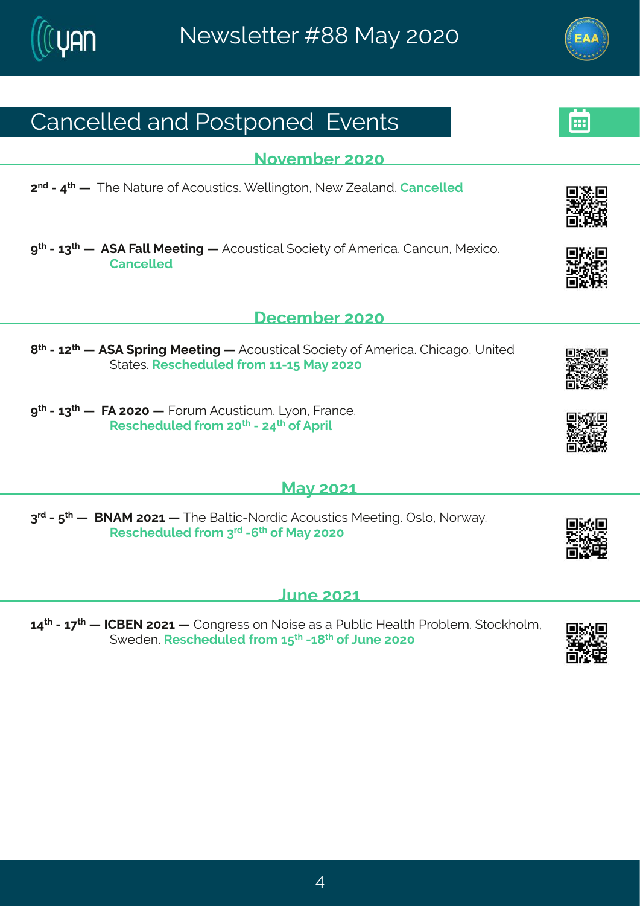# Cancelled and Postponed Events

## November 2020

**2nd - 4th —** The Nature of Acoustics. Wellington, New Zealand. **Cancelled**

**9th - 13th — ASA Fall Meeting —** Acoustical Society of America. Cancun, Mexico. **Cancelled**

## December 2020

**8th - 12th — ASA Spring Meeting —** Acoustical Society of America. Chicago, United States. **Rescheduled from 11-15 May 2020**

**9th - 13th — FA 2020 —** Forum Acusticum. Lyon, France. **Rescheduled from 20th - 24th of April**

## May 2021

**3rd - 5th — BNAM 2021 —** The Baltic-Nordic Acoustics Meeting. Oslo, Norway. **Rescheduled from 3rd -6th of May 2020**

## June 2021

**14th - 17th — ICBEN 2021 —** Congress on Noise as a Public Health Problem. Stockholm, Sweden. **Rescheduled from 15th -18th of June 2020**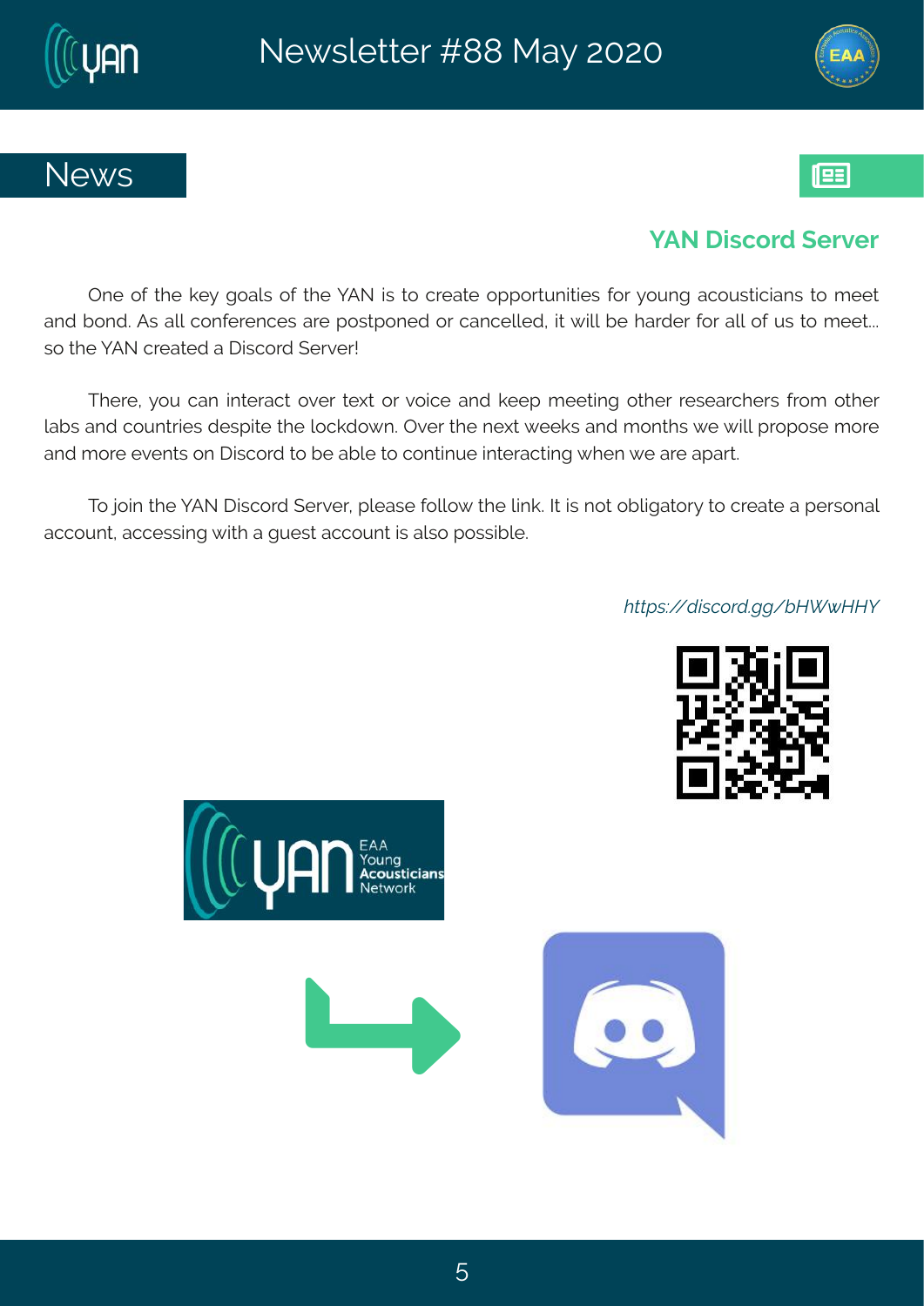## News

### YAN Discord Server

One of the key goals of the YAN is to create opportunities for young acousticians to meet and bond. As all conferences are postponed or cancelled, it will be harder for all of us to meet... so the YAN created a Discord Server!

There, you can interact over text or voice and keep meeting other researchers from other labs and countries despite the lockdown. Over the next weeks and months we will propose more and more events on Discord to be able to continue interacting when we are apart.

To join the YAN Discord Server, please follow the link. It is not obligatory to create a personal account, accessing with a guest account is also possible.

*https://discord.gg/bHWwHHY*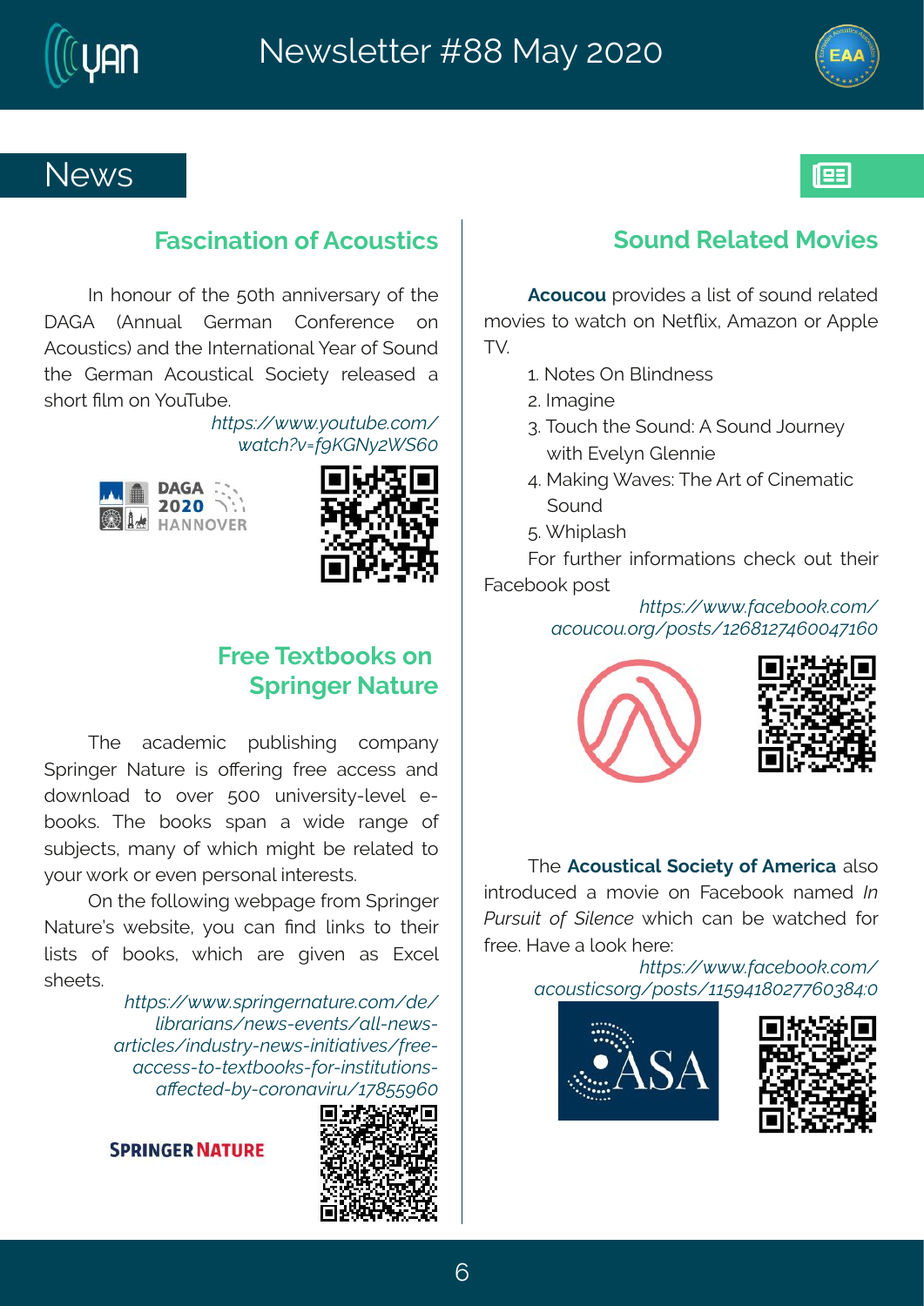# News

## Fascination of Acoustics

In honour of the 50th anniversary of the DAGA (Annual German Conference on Acoustics) and the International Year of Sound the German Acoustical Society released a short film on YouTube.

*https://www.youtube.com/watch?v=f9KGNy2WS60*

## Free Textbooks on Springer Nature

The academic publishing company Springer Nature is offering free access and download to over 500 university-level e-books. The books span a wide range of subjects, many of which might be related to your work or even personal interests.

On the following webpage from Springer Nature's website, you can find links to their lists of books, which are given as Excel sheets.

*https://www.springernature.com/de/librarians/news-events/all-news-articles/industry-news-initiatives/free-access-to-textbooks-for-institutions-affected-by-coronaviru/17855960*

## Sound Related Movies

**Acoucou** provides a list of sound related movies to watch on Netflix, Amazon or Apple TV.

1. Notes On Blindness
2. Imagine
3. Touch the Sound: A Sound Journey with Evelyn Glennie
4. Making Waves: The Art of Cinematic Sound
5. Whiplash

For further informations check out their Facebook post

*https://www.facebook.com/acoucou.org/posts/1268127460047160*

The **Acoustical Society of America** also introduced a movie on Facebook named *In Pursuit of Silence* which can be watched for free. Have a look here:

*https://www.facebook.com/acousticsorg/posts/1159418027760384:0*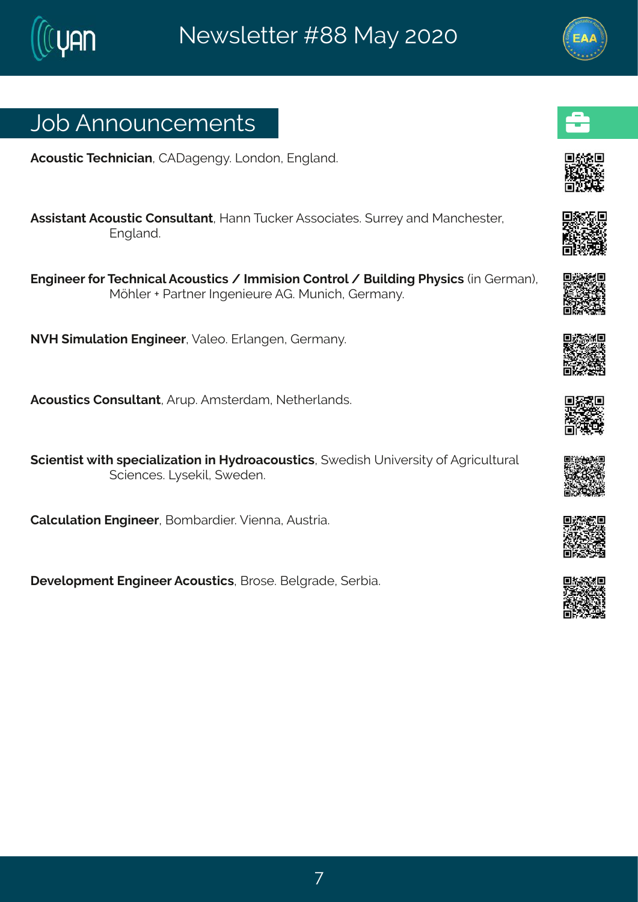## Job Announcements

**Acoustic Technician**, CADagengy. London, England.

**Assistant Acoustic Consultant**, Hann Tucker Associates. Surrey and Manchester, England.

**Engineer for Technical Acoustics / Immision Control / Building Physics** (in German), Möhler + Partner Ingenieure AG. Munich, Germany.

**NVH Simulation Engineer**, Valeo. Erlangen, Germany.

**Acoustics Consultant**, Arup. Amsterdam, Netherlands.

**Scientist with specialization in Hydroacoustics**, Swedish University of Agricultural Sciences. Lysekil, Sweden.

**Calculation Engineer**, Bombardier. Vienna, Austria.

**Development Engineer Acoustics**, Brose. Belgrade, Serbia.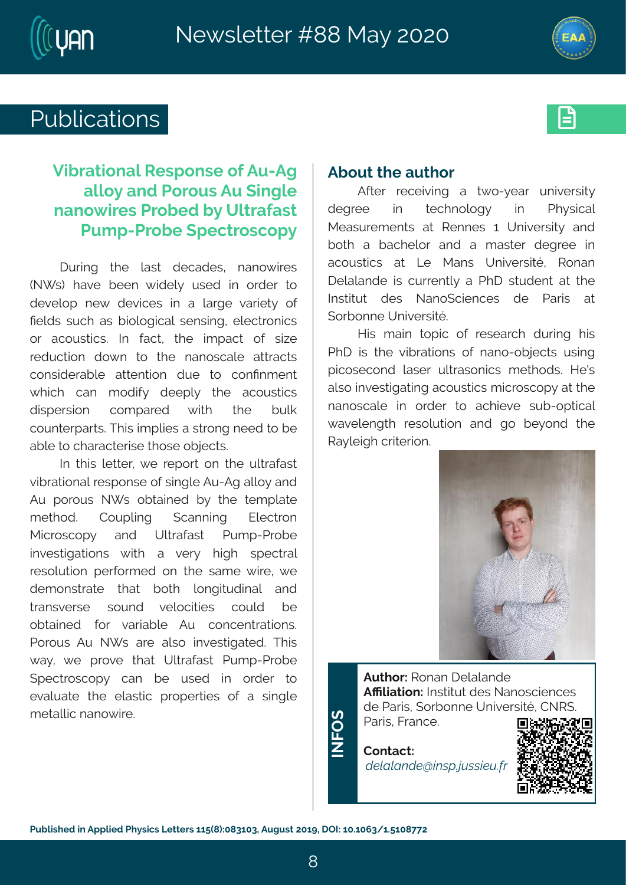# Publications

## Vibrational Response of Au-Ag alloy and Porous Au Single nanowires Probed by Ultrafast Pump-Probe Spectroscopy

During the last decades, nanowires (NWs) have been widely used in order to develop new devices in a large variety of fields such as biological sensing, electronics or acoustics. In fact, the impact of size reduction down to the nanoscale attracts considerable attention due to confinment which can modify deeply the acoustics dispersion compared with the bulk counterparts. This implies a strong need to be able to characterise those objects.

In this letter, we report on the ultrafast vibrational response of single Au-Ag alloy and Au porous NWs obtained by the template method. Coupling Scanning Electron Microscopy and Ultrafast Pump-Probe investigations with a very high spectral resolution performed on the same wire, we demonstrate that both longitudinal and transverse sound velocities could be obtained for variable Au concentrations. Porous Au NWs are also investigated. This way, we prove that Ultrafast Pump-Probe Spectroscopy can be used in order to evaluate the elastic properties of a single metallic nanowire.

## About the author

After receiving a two-year university degree in technology in Physical Measurements at Rennes 1 University and both a bachelor and a master degree in acoustics at Le Mans Université, Ronan Delalande is currently a PhD student at the Institut des NanoSciences de Paris at Sorbonne Université.

His main topic of research during his PhD is the vibrations of nano-objects using picosecond laser ultrasonics methods. He's also investigating acoustics microscopy at the nanoscale in order to achieve sub-optical wavelength resolution and go beyond the Rayleigh criterion.

**INFOS**

**Author:** Ronan Delalande
**Affiliation:** Institut des Nanosciences de Paris, Sorbonne Université, CNRS. Paris, France.

**Contact:**
*delalande@insp.jussieu.fr*

**Published in Applied Physics Letters 115(8):083103, August 2019, DOI: 10.1063/1.5108772**